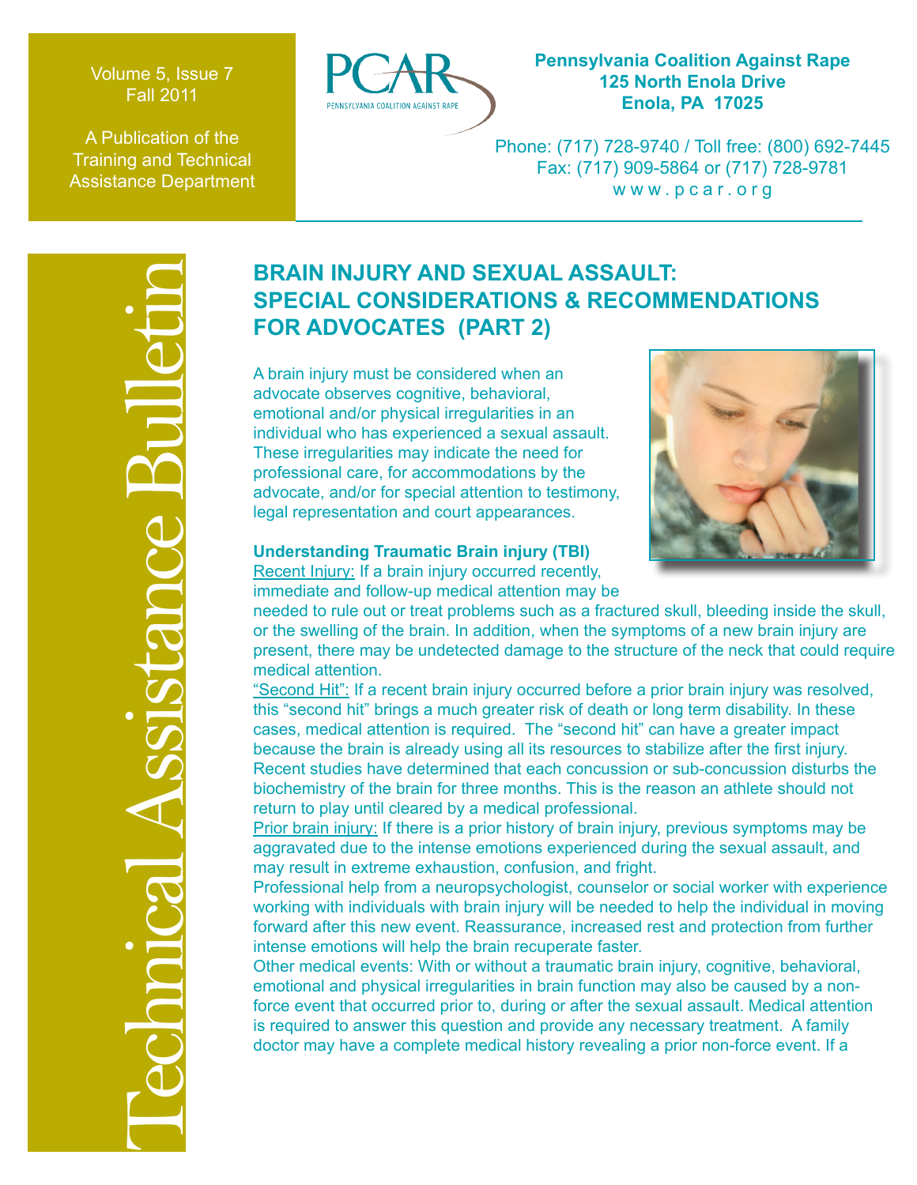Volume 5, Issue 7
Fall 2011

A Publication of the Training and Technical Assistance Department

**Pennsylvania Coalition Against Rape**
**125 North Enola Drive**
**Enola, PA 17025**

Phone: (717) 728-9740 / Toll free: (800) 692-7445
Fax: (717) 909-5864 or (717) 728-9781
www.pcar.org

Technical Assistance Bulletin

# BRAIN INJURY AND SEXUAL ASSAULT: SPECIAL CONSIDERATIONS & RECOMMENDATIONS FOR ADVOCATES (PART 2)

A brain injury must be considered when an advocate observes cognitive, behavioral, emotional and/or physical irregularities in an individual who has experienced a sexual assault. These irregularities may indicate the need for professional care, for accommodations by the advocate, and/or for special attention to testimony, legal representation and court appearances.

**Understanding Traumatic Brain injury (TBI)**

Recent Injury: If a brain injury occurred recently, immediate and follow-up medical attention may be needed to rule out or treat problems such as a fractured skull, bleeding inside the skull, or the swelling of the brain. In addition, when the symptoms of a new brain injury are present, there may be undetected damage to the structure of the neck that could require medical attention.

"Second Hit": If a recent brain injury occurred before a prior brain injury was resolved, this "second hit" brings a much greater risk of death or long term disability. In these cases, medical attention is required. The "second hit" can have a greater impact because the brain is already using all its resources to stabilize after the first injury. Recent studies have determined that each concussion or sub-concussion disturbs the biochemistry of the brain for three months. This is the reason an athlete should not return to play until cleared by a medical professional.

Prior brain injury: If there is a prior history of brain injury, previous symptoms may be aggravated due to the intense emotions experienced during the sexual assault, and may result in extreme exhaustion, confusion, and fright.

Professional help from a neuropsychologist, counselor or social worker with experience working with individuals with brain injury will be needed to help the individual in moving forward after this new event. Reassurance, increased rest and protection from further intense emotions will help the brain recuperate faster.

Other medical events: With or without a traumatic brain injury, cognitive, behavioral, emotional and physical irregularities in brain function may also be caused by a non-force event that occurred prior to, during or after the sexual assault. Medical attention is required to answer this question and provide any necessary treatment. A family doctor may have a complete medical history revealing a prior non-force event. If a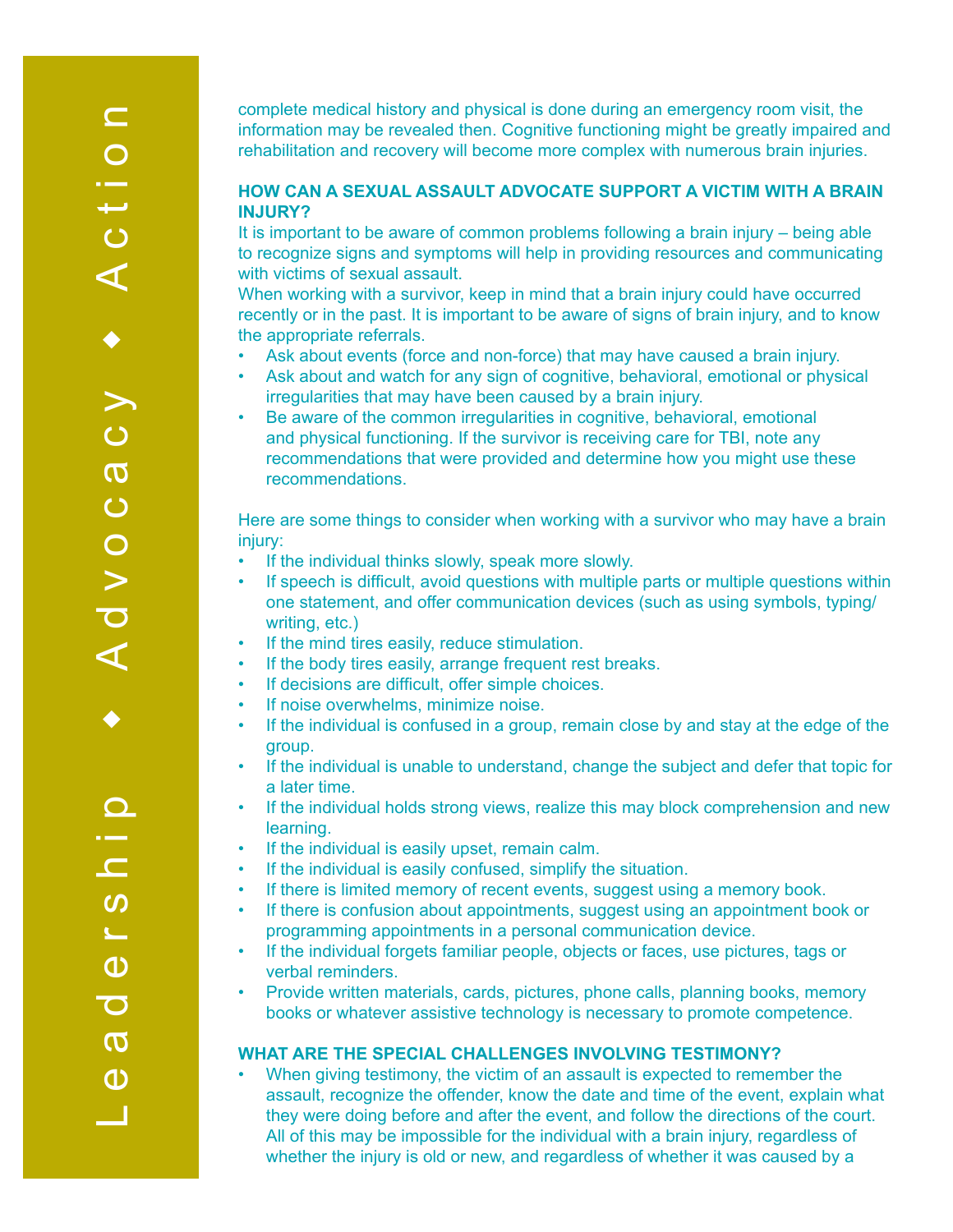complete medical history and physical is done during an emergency room visit, the information may be revealed then. Cognitive functioning might be greatly impaired and rehabilitation and recovery will become more complex with numerous brain injuries.

## HOW CAN A SEXUAL ASSAULT ADVOCATE SUPPORT A VICTIM WITH A BRAIN INJURY?

It is important to be aware of common problems following a brain injury – being able to recognize signs and symptoms will help in providing resources and communicating with victims of sexual assault.

When working with a survivor, keep in mind that a brain injury could have occurred recently or in the past. It is important to be aware of signs of brain injury, and to know the appropriate referrals.

- Ask about events (force and non-force) that may have caused a brain injury.
- Ask about and watch for any sign of cognitive, behavioral, emotional or physical irregularities that may have been caused by a brain injury.
- Be aware of the common irregularities in cognitive, behavioral, emotional and physical functioning. If the survivor is receiving care for TBI, note any recommendations that were provided and determine how you might use these recommendations.

Here are some things to consider when working with a survivor who may have a brain injury:

- If the individual thinks slowly, speak more slowly.
- If speech is difficult, avoid questions with multiple parts or multiple questions within one statement, and offer communication devices (such as using symbols, typing/writing, etc.)
- If the mind tires easily, reduce stimulation.
- If the body tires easily, arrange frequent rest breaks.
- If decisions are difficult, offer simple choices.
- If noise overwhelms, minimize noise.
- If the individual is confused in a group, remain close by and stay at the edge of the group.
- If the individual is unable to understand, change the subject and defer that topic for a later time.
- If the individual holds strong views, realize this may block comprehension and new learning.
- If the individual is easily upset, remain calm.
- If the individual is easily confused, simplify the situation.
- If there is limited memory of recent events, suggest using a memory book.
- If there is confusion about appointments, suggest using an appointment book or programming appointments in a personal communication device.
- If the individual forgets familiar people, objects or faces, use pictures, tags or verbal reminders.
- Provide written materials, cards, pictures, phone calls, planning books, memory books or whatever assistive technology is necessary to promote competence.

## WHAT ARE THE SPECIAL CHALLENGES INVOLVING TESTIMONY?

- When giving testimony, the victim of an assault is expected to remember the assault, recognize the offender, know the date and time of the event, explain what they were doing before and after the event, and follow the directions of the court. All of this may be impossible for the individual with a brain injury, regardless of whether the injury is old or new, and regardless of whether it was caused by a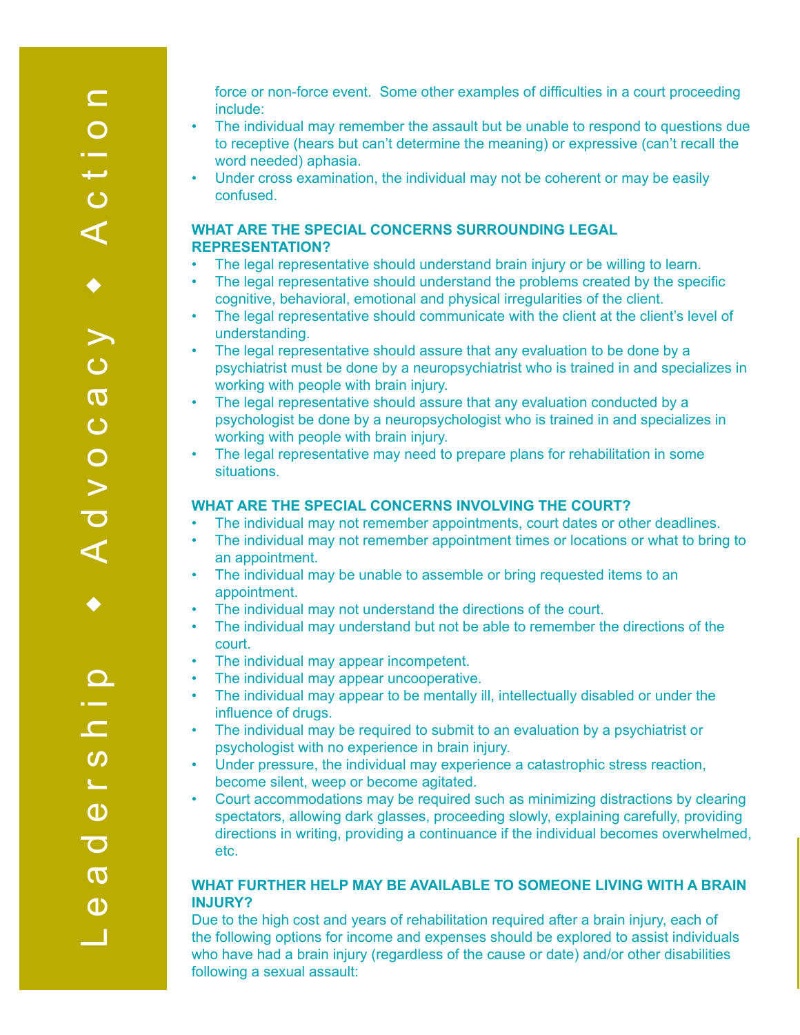force or non-force event.  Some other examples of difficulties in a court proceeding include:

- The individual may remember the assault but be unable to respond to questions due to receptive (hears but can't determine the meaning) or expressive (can't recall the word needed) aphasia.
- Under cross examination, the individual may not be coherent or may be easily confused.

### WHAT ARE THE SPECIAL CONCERNS SURROUNDING LEGAL REPRESENTATION?

- The legal representative should understand brain injury or be willing to learn.
- The legal representative should understand the problems created by the specific cognitive, behavioral, emotional and physical irregularities of the client.
- The legal representative should communicate with the client at the client's level of understanding.
- The legal representative should assure that any evaluation to be done by a psychiatrist must be done by a neuropsychiatrist who is trained in and specializes in working with people with brain injury.
- The legal representative should assure that any evaluation conducted by a psychologist be done by a neuropsychologist who is trained in and specializes in working with people with brain injury.
- The legal representative may need to prepare plans for rehabilitation in some situations.

### WHAT ARE THE SPECIAL CONCERNS INVOLVING THE COURT?

- The individual may not remember appointments, court dates or other deadlines.
- The individual may not remember appointment times or locations or what to bring to an appointment.
- The individual may be unable to assemble or bring requested items to an appointment.
- The individual may not understand the directions of the court.
- The individual may understand but not be able to remember the directions of the court.
- The individual may appear incompetent.
- The individual may appear uncooperative.
- The individual may appear to be mentally ill, intellectually disabled or under the influence of drugs.
- The individual may be required to submit to an evaluation by a psychiatrist or psychologist with no experience in brain injury.
- Under pressure, the individual may experience a catastrophic stress reaction, become silent, weep or become agitated.
- Court accommodations may be required such as minimizing distractions by clearing spectators, allowing dark glasses, proceeding slowly, explaining carefully, providing directions in writing, providing a continuance if the individual becomes overwhelmed, etc.

### WHAT FURTHER HELP MAY BE AVAILABLE TO SOMEONE LIVING WITH A BRAIN INJURY?

Due to the high cost and years of rehabilitation required after a brain injury, each of the following options for income and expenses should be explored to assist individuals who have had a brain injury (regardless of the cause or date) and/or other disabilities following a sexual assault: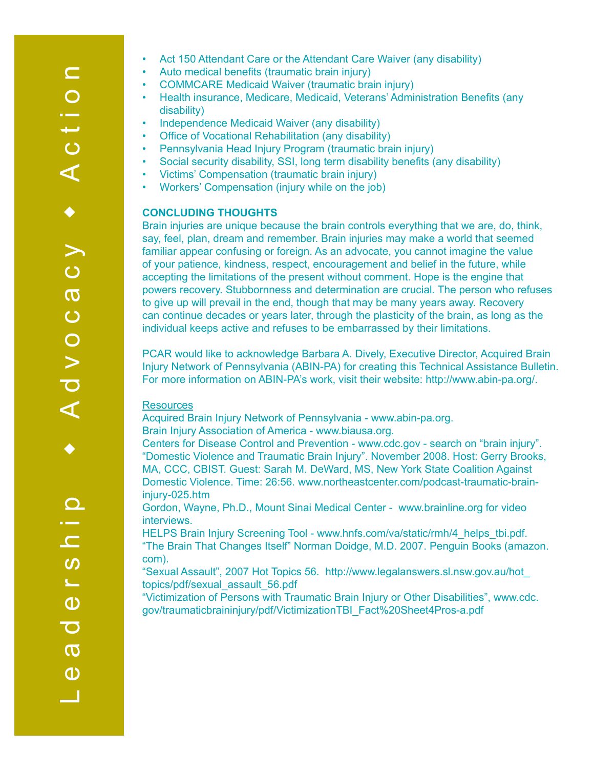- Act 150 Attendant Care or the Attendant Care Waiver (any disability)
- Auto medical benefits (traumatic brain injury)
- COMMCARE Medicaid Waiver (traumatic brain injury)
- Health insurance, Medicare, Medicaid, Veterans' Administration Benefits (any disability)
- Independence Medicaid Waiver (any disability)
- Office of Vocational Rehabilitation (any disability)
- Pennsylvania Head Injury Program (traumatic brain injury)
- Social security disability, SSI, long term disability benefits (any disability)
- Victims' Compensation (traumatic brain injury)
- Workers' Compensation (injury while on the job)

**CONCLUDING THOUGHTS**

Brain injuries are unique because the brain controls everything that we are, do, think, say, feel, plan, dream and remember. Brain injuries may make a world that seemed familiar appear confusing or foreign. As an advocate, you cannot imagine the value of your patience, kindness, respect, encouragement and belief in the future, while accepting the limitations of the present without comment. Hope is the engine that powers recovery. Stubbornness and determination are crucial. The person who refuses to give up will prevail in the end, though that may be many years away. Recovery can continue decades or years later, through the plasticity of the brain, as long as the individual keeps active and refuses to be embarrassed by their limitations.

PCAR would like to acknowledge Barbara A. Dively, Executive Director, Acquired Brain Injury Network of Pennsylvania (ABIN-PA) for creating this Technical Assistance Bulletin. For more information on ABIN-PA's work, visit their website: http://www.abin-pa.org/.

Resources

Acquired Brain Injury Network of Pennsylvania - www.abin-pa.org.

Brain Injury Association of America - www.biausa.org.

Centers for Disease Control and Prevention - www.cdc.gov - search on "brain injury".

"Domestic Violence and Traumatic Brain Injury". November 2008. Host: Gerry Brooks, MA, CCC, CBIST. Guest: Sarah M. DeWard, MS, New York State Coalition Against Domestic Violence. Time: 26:56. www.northeastcenter.com/podcast-traumatic-brain-injury-025.htm

Gordon, Wayne, Ph.D., Mount Sinai Medical Center - www.brainline.org for video interviews.

HELPS Brain Injury Screening Tool - www.hnfs.com/va/static/rmh/4_helps_tbi.pdf.

"The Brain That Changes Itself" Norman Doidge, M.D. 2007. Penguin Books (amazon.com).

"Sexual Assault", 2007 Hot Topics 56. http://www.legalanswers.sl.nsw.gov.au/hot_topics/pdf/sexual_assault_56.pdf

"Victimization of Persons with Traumatic Brain Injury or Other Disabilities", www.cdc.gov/traumaticbraininjury/pdf/VictimizationTBI_Fact%20Sheet4Pros-a.pdf